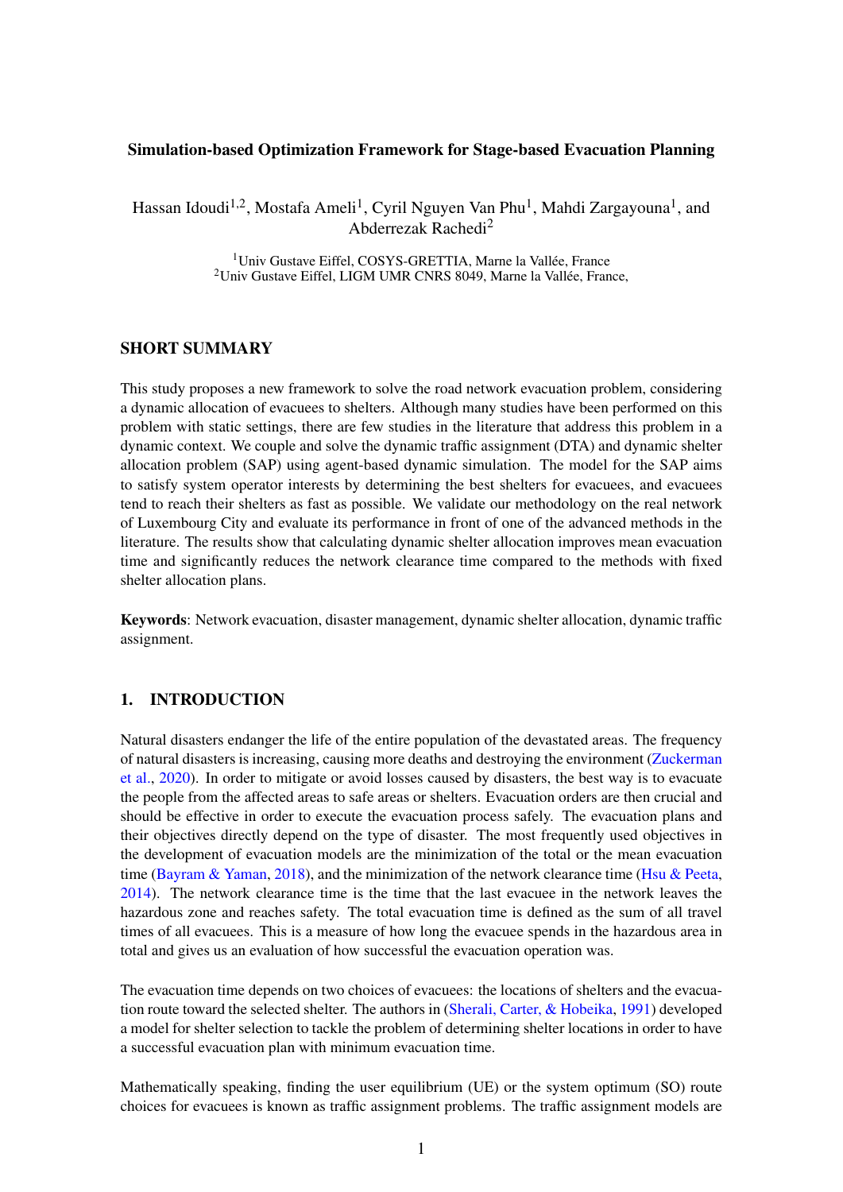# Simulation-based Optimization Framework for Stage-based Evacuation Planning

Hassan Idoudi[1,2], Mostafa Ameli[1], Cyril Nguyen Van Phu[1], Mahdi Zargayouna[1], and Abderrezak Rachedi[2]

[1]Univ Gustave Eiffel, COSYS-GRETTIA, Marne la Vallée, France
[2]Univ Gustave Eiffel, LIGM UMR CNRS 8049, Marne la Vallée, France,

## SHORT SUMMARY

This study proposes a new framework to solve the road network evacuation problem, considering a dynamic allocation of evacuees to shelters. Although many studies have been performed on this problem with static settings, there are few studies in the literature that address this problem in a dynamic context. We couple and solve the dynamic traffic assignment (DTA) and dynamic shelter allocation problem (SAP) using agent-based dynamic simulation. The model for the SAP aims to satisfy system operator interests by determining the best shelters for evacuees, and evacuees tend to reach their shelters as fast as possible. We validate our methodology on the real network of Luxembourg City and evaluate its performance in front of one of the advanced methods in the literature. The results show that calculating dynamic shelter allocation improves mean evacuation time and significantly reduces the network clearance time compared to the methods with fixed shelter allocation plans.

**Keywords**: Network evacuation, disaster management, dynamic shelter allocation, dynamic traffic assignment.

## 1. INTRODUCTION

Natural disasters endanger the life of the entire population of the devastated areas. The frequency of natural disasters is increasing, causing more deaths and destroying the environment (Zuckerman et al., 2020). In order to mitigate or avoid losses caused by disasters, the best way is to evacuate the people from the affected areas to safe areas or shelters. Evacuation orders are then crucial and should be effective in order to execute the evacuation process safely. The evacuation plans and their objectives directly depend on the type of disaster. The most frequently used objectives in the development of evacuation models are the minimization of the total or the mean evacuation time (Bayram & Yaman, 2018), and the minimization of the network clearance time (Hsu & Peeta, 2014). The network clearance time is the time that the last evacuee in the network leaves the hazardous zone and reaches safety. The total evacuation time is defined as the sum of all travel times of all evacuees. This is a measure of how long the evacuee spends in the hazardous area in total and gives us an evaluation of how successful the evacuation operation was.

The evacuation time depends on two choices of evacuees: the locations of shelters and the evacuation route toward the selected shelter. The authors in (Sherali, Carter, & Hobeika, 1991) developed a model for shelter selection to tackle the problem of determining shelter locations in order to have a successful evacuation plan with minimum evacuation time.

Mathematically speaking, finding the user equilibrium (UE) or the system optimum (SO) route choices for evacuees is known as traffic assignment problems. The traffic assignment models are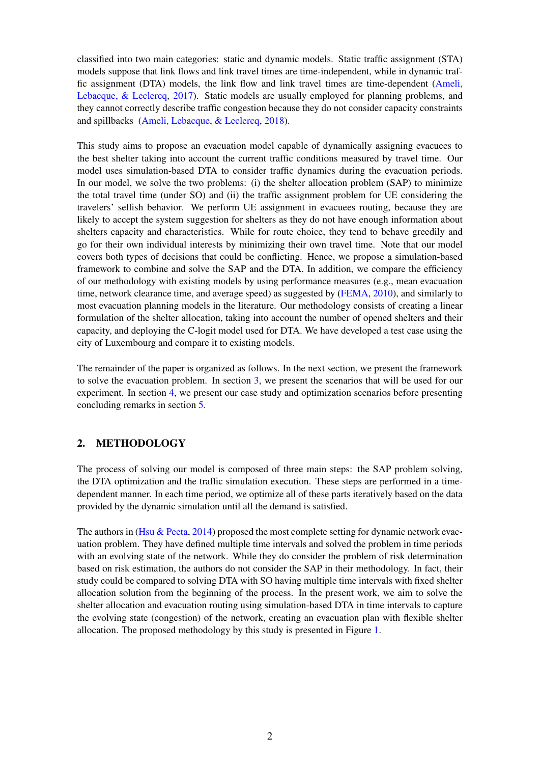classified into two main categories: static and dynamic models. Static traffic assignment (STA) models suppose that link flows and link travel times are time-independent, while in dynamic traffic assignment (DTA) models, the link flow and link travel times are time-dependent (Ameli, Lebacque, & Leclercq, 2017). Static models are usually employed for planning problems, and they cannot correctly describe traffic congestion because they do not consider capacity constraints and spillbacks (Ameli, Lebacque, & Leclercq, 2018).

This study aims to propose an evacuation model capable of dynamically assigning evacuees to the best shelter taking into account the current traffic conditions measured by travel time. Our model uses simulation-based DTA to consider traffic dynamics during the evacuation periods. In our model, we solve the two problems: (i) the shelter allocation problem (SAP) to minimize the total travel time (under SO) and (ii) the traffic assignment problem for UE considering the travelers' selfish behavior. We perform UE assignment in evacuees routing, because they are likely to accept the system suggestion for shelters as they do not have enough information about shelters capacity and characteristics. While for route choice, they tend to behave greedily and go for their own individual interests by minimizing their own travel time. Note that our model covers both types of decisions that could be conflicting. Hence, we propose a simulation-based framework to combine and solve the SAP and the DTA. In addition, we compare the efficiency of our methodology with existing models by using performance measures (e.g., mean evacuation time, network clearance time, and average speed) as suggested by (FEMA, 2010), and similarly to most evacuation planning models in the literature. Our methodology consists of creating a linear formulation of the shelter allocation, taking into account the number of opened shelters and their capacity, and deploying the C-logit model used for DTA. We have developed a test case using the city of Luxembourg and compare it to existing models.

The remainder of the paper is organized as follows. In the next section, we present the framework to solve the evacuation problem. In section 3, we present the scenarios that will be used for our experiment. In section 4, we present our case study and optimization scenarios before presenting concluding remarks in section 5.

## 2. METHODOLOGY

The process of solving our model is composed of three main steps: the SAP problem solving, the DTA optimization and the traffic simulation execution. These steps are performed in a time-dependent manner. In each time period, we optimize all of these parts iteratively based on the data provided by the dynamic simulation until all the demand is satisfied.

The authors in (Hsu & Peeta, 2014) proposed the most complete setting for dynamic network evacuation problem. They have defined multiple time intervals and solved the problem in time periods with an evolving state of the network. While they do consider the problem of risk determination based on risk estimation, the authors do not consider the SAP in their methodology. In fact, their study could be compared to solving DTA with SO having multiple time intervals with fixed shelter allocation solution from the beginning of the process. In the present work, we aim to solve the shelter allocation and evacuation routing using simulation-based DTA in time intervals to capture the evolving state (congestion) of the network, creating an evacuation plan with flexible shelter allocation. The proposed methodology by this study is presented in Figure 1.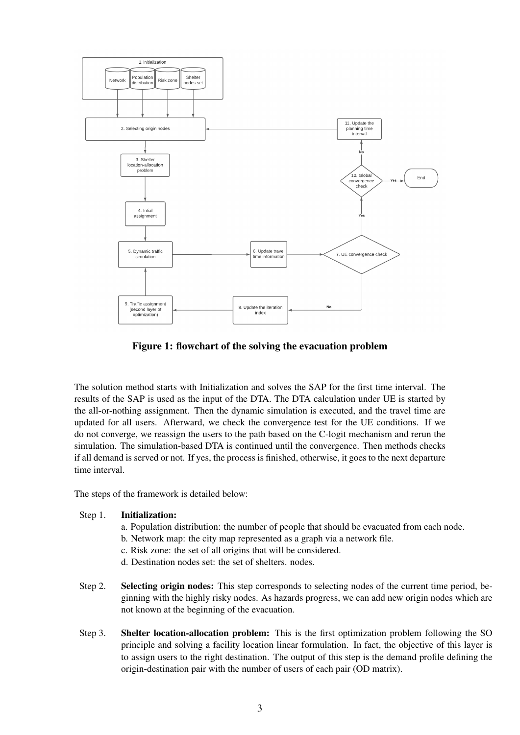**Figure 1: flowchart of the solving the evacuation problem**

The solution method starts with Initialization and solves the SAP for the first time interval. The results of the SAP is used as the input of the DTA. The DTA calculation under UE is started by the all-or-nothing assignment. Then the dynamic simulation is executed, and the travel time are updated for all users. Afterward, we check the convergence test for the UE conditions. If we do not converge, we reassign the users to the path based on the C-logit mechanism and rerun the simulation. The simulation-based DTA is continued until the convergence. Then methods checks if all demand is served or not. If yes, the process is finished, otherwise, it goes to the next departure time interval.

The steps of the framework is detailed below:

Step 1. **Initialization:**
a. Population distribution: the number of people that should be evacuated from each node.
b. Network map: the city map represented as a graph via a network file.
c. Risk zone: the set of all origins that will be considered.
d. Destination nodes set: the set of shelters. nodes.

Step 2. **Selecting origin nodes:** This step corresponds to selecting nodes of the current time period, beginning with the highly risky nodes. As hazards progress, we can add new origin nodes which are not known at the beginning of the evacuation.

Step 3. **Shelter location-allocation problem:** This is the first optimization problem following the SO principle and solving a facility location linear formulation. In fact, the objective of this layer is to assign users to the right destination. The output of this step is the demand profile defining the origin-destination pair with the number of users of each pair (OD matrix).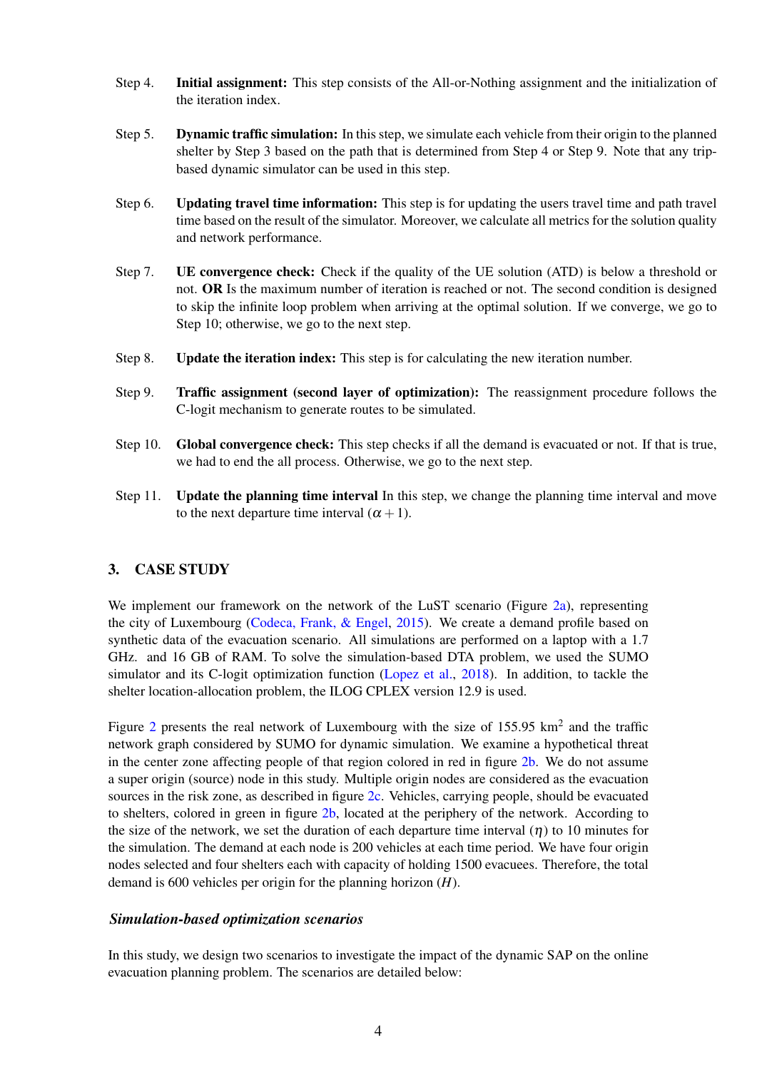Step 4. **Initial assignment:** This step consists of the All-or-Nothing assignment and the initialization of the iteration index.

Step 5. **Dynamic traffic simulation:** In this step, we simulate each vehicle from their origin to the planned shelter by Step 3 based on the path that is determined from Step 4 or Step 9. Note that any trip-based dynamic simulator can be used in this step.

Step 6. **Updating travel time information:** This step is for updating the users travel time and path travel time based on the result of the simulator. Moreover, we calculate all metrics for the solution quality and network performance.

Step 7. **UE convergence check:** Check if the quality of the UE solution (ATD) is below a threshold or not. **OR** Is the maximum number of iteration is reached or not. The second condition is designed to skip the infinite loop problem when arriving at the optimal solution. If we converge, we go to Step 10; otherwise, we go to the next step.

Step 8. **Update the iteration index:** This step is for calculating the new iteration number.

Step 9. **Traffic assignment (second layer of optimization):** The reassignment procedure follows the C-logit mechanism to generate routes to be simulated.

Step 10. **Global convergence check:** This step checks if all the demand is evacuated or not. If that is true, we had to end the all process. Otherwise, we go to the next step.

Step 11. **Update the planning time interval** In this step, we change the planning time interval and move to the next departure time interval ($\alpha + 1$).

## 3. CASE STUDY

We implement our framework on the network of the LuST scenario (Figure 2a), representing the city of Luxembourg (Codeca, Frank, & Engel, 2015). We create a demand profile based on synthetic data of the evacuation scenario. All simulations are performed on a laptop with a 1.7 GHz. and 16 GB of RAM. To solve the simulation-based DTA problem, we used the SUMO simulator and its C-logit optimization function (Lopez et al., 2018). In addition, to tackle the shelter location-allocation problem, the ILOG CPLEX version 12.9 is used.

Figure 2 presents the real network of Luxembourg with the size of 155.95 $km^2$ and the traffic network graph considered by SUMO for dynamic simulation. We examine a hypothetical threat in the center zone affecting people of that region colored in red in figure 2b. We do not assume a super origin (source) node in this study. Multiple origin nodes are considered as the evacuation sources in the risk zone, as described in figure 2c. Vehicles, carrying people, should be evacuated to shelters, colored in green in figure 2b, located at the periphery of the network. According to the size of the network, we set the duration of each departure time interval ($\eta$) to 10 minutes for the simulation. The demand at each node is 200 vehicles at each time period. We have four origin nodes selected and four shelters each with capacity of holding 1500 evacuees. Therefore, the total demand is 600 vehicles per origin for the planning horizon ($H$).

### *Simulation-based optimization scenarios*

In this study, we design two scenarios to investigate the impact of the dynamic SAP on the online evacuation planning problem. The scenarios are detailed below: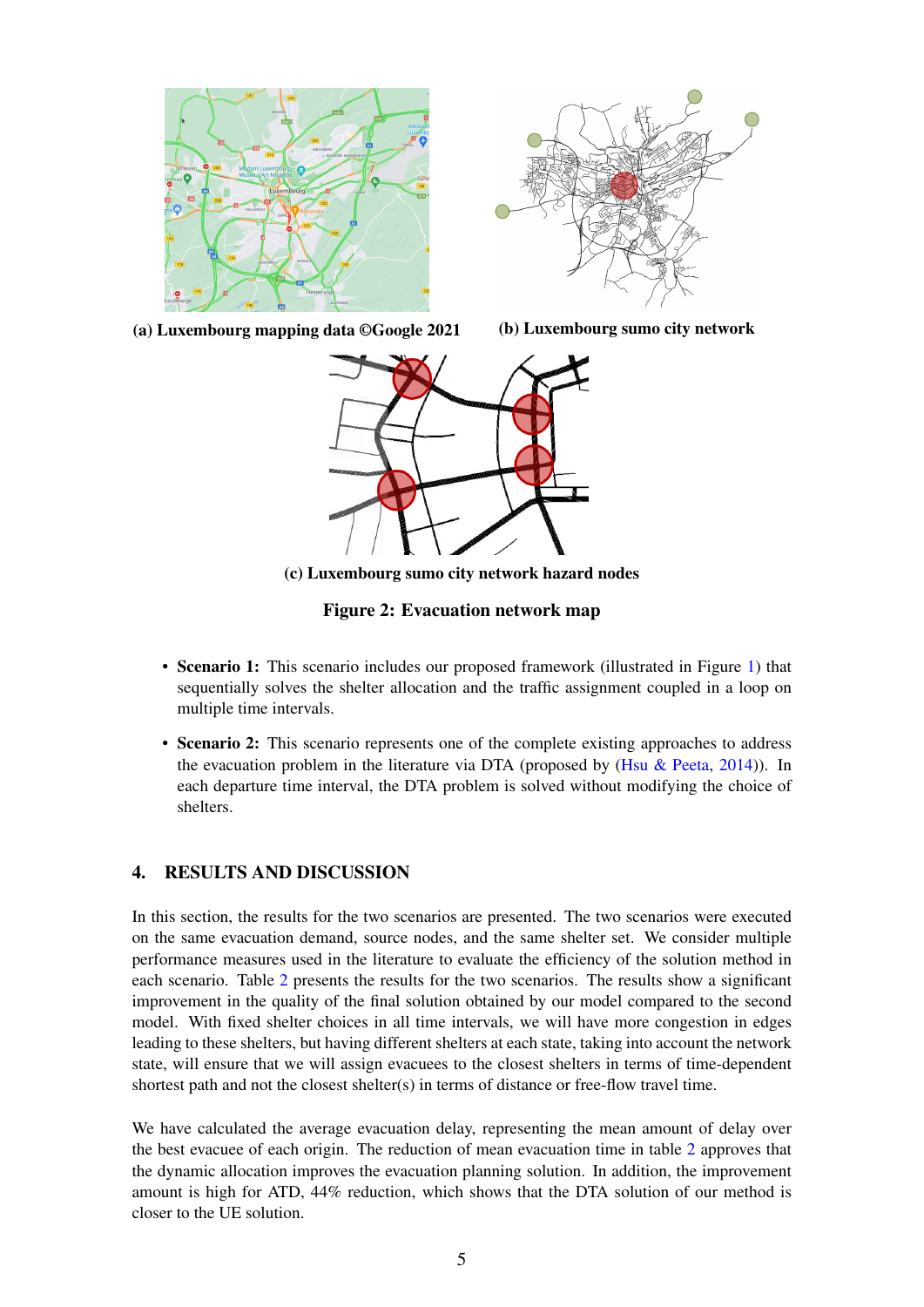(a) Luxembourg mapping data ©Google 2021

(b) Luxembourg sumo city network

(c) Luxembourg sumo city network hazard nodes

**Figure 2: Evacuation network map**

- **Scenario 1:** This scenario includes our proposed framework (illustrated in Figure 1) that sequentially solves the shelter allocation and the traffic assignment coupled in a loop on multiple time intervals.
- **Scenario 2:** This scenario represents one of the complete existing approaches to address the evacuation problem in the literature via DTA (proposed by (Hsu & Peeta, 2014)). In each departure time interval, the DTA problem is solved without modifying the choice of shelters.

## 4. RESULTS AND DISCUSSION

In this section, the results for the two scenarios are presented. The two scenarios were executed on the same evacuation demand, source nodes, and the same shelter set. We consider multiple performance measures used in the literature to evaluate the efficiency of the solution method in each scenario. Table 2 presents the results for the two scenarios. The results show a significant improvement in the quality of the final solution obtained by our model compared to the second model. With fixed shelter choices in all time intervals, we will have more congestion in edges leading to these shelters, but having different shelters at each state, taking into account the network state, will ensure that we will assign evacuees to the closest shelters in terms of time-dependent shortest path and not the closest shelter(s) in terms of distance or free-flow travel time.

We have calculated the average evacuation delay, representing the mean amount of delay over the best evacuee of each origin. The reduction of mean evacuation time in table 2 approves that the dynamic allocation improves the evacuation planning solution. In addition, the improvement amount is high for ATD, 44% reduction, which shows that the DTA solution of our method is closer to the UE solution.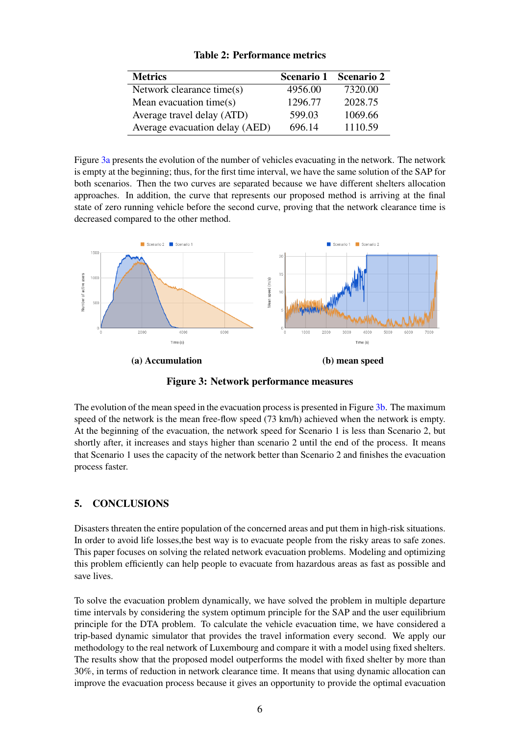**Table 2: Performance metrics**

| Metrics | Scenario 1 | Scenario 2 |
|---|---|---|
| Network clearance time(s) | 4956.00 | 7320.00 |
| Mean evacuation time(s) | 1296.77 | 2028.75 |
| Average travel delay (ATD) | 599.03 | 1069.66 |
| Average evacuation delay (AED) | 696.14 | 1110.59 |

Figure 3a presents the evolution of the number of vehicles evacuating in the network. The network is empty at the beginning; thus, for the first time interval, we have the same solution of the SAP for both scenarios. Then the two curves are separated because we have different shelters allocation approaches. In addition, the curve that represents our proposed method is arriving at the final state of zero running vehicle before the second curve, proving that the network clearance time is decreased compared to the other method.

(a) Accumulation

(b) mean speed

**Figure 3: Network performance measures**

The evolution of the mean speed in the evacuation process is presented in Figure 3b. The maximum speed of the network is the mean free-flow speed (73 km/h) achieved when the network is empty. At the beginning of the evacuation, the network speed for Scenario 1 is less than Scenario 2, but shortly after, it increases and stays higher than scenario 2 until the end of the process. It means that Scenario 1 uses the capacity of the network better than Scenario 2 and finishes the evacuation process faster.

## 5. CONCLUSIONS

Disasters threaten the entire population of the concerned areas and put them in high-risk situations. In order to avoid life losses,the best way is to evacuate people from the risky areas to safe zones. This paper focuses on solving the related network evacuation problems. Modeling and optimizing this problem efficiently can help people to evacuate from hazardous areas as fast as possible and save lives.

To solve the evacuation problem dynamically, we have solved the problem in multiple departure time intervals by considering the system optimum principle for the SAP and the user equilibrium principle for the DTA problem. To calculate the vehicle evacuation time, we have considered a trip-based dynamic simulator that provides the travel information every second. We apply our methodology to the real network of Luxembourg and compare it with a model using fixed shelters. The results show that the proposed model outperforms the model with fixed shelter by more than 30%, in terms of reduction in network clearance time. It means that using dynamic allocation can improve the evacuation process because it gives an opportunity to provide the optimal evacuation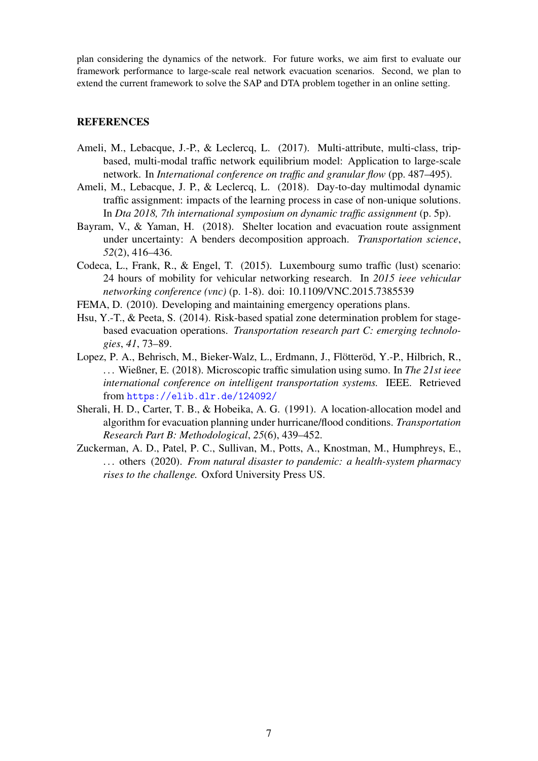plan considering the dynamics of the network. For future works, we aim first to evaluate our framework performance to large-scale real network evacuation scenarios. Second, we plan to extend the current framework to solve the SAP and DTA problem together in an online setting.

## REFERENCES

Ameli, M., Lebacque, J.-P., & Leclercq, L. (2017). Multi-attribute, multi-class, trip-based, multi-modal traffic network equilibrium model: Application to large-scale network. In *International conference on traffic and granular flow* (pp. 487–495).

Ameli, M., Lebacque, J. P., & Leclercq, L. (2018). Day-to-day multimodal dynamic traffic assignment: impacts of the learning process in case of non-unique solutions. In *Dta 2018, 7th international symposium on dynamic traffic assignment* (p. 5p).

Bayram, V., & Yaman, H. (2018). Shelter location and evacuation route assignment under uncertainty: A benders decomposition approach. *Transportation science*, *52*(2), 416–436.

Codeca, L., Frank, R., & Engel, T. (2015). Luxembourg sumo traffic (lust) scenario: 24 hours of mobility for vehicular networking research. In *2015 ieee vehicular networking conference (vnc)* (p. 1-8). doi: 10.1109/VNC.2015.7385539

FEMA, D. (2010). Developing and maintaining emergency operations plans.

Hsu, Y.-T., & Peeta, S. (2014). Risk-based spatial zone determination problem for stage-based evacuation operations. *Transportation research part C: emerging technologies*, *41*, 73–89.

Lopez, P. A., Behrisch, M., Bieker-Walz, L., Erdmann, J., Flötteröd, Y.-P., Hilbrich, R., ... Wießner, E. (2018). Microscopic traffic simulation using sumo. In *The 21st ieee international conference on intelligent transportation systems.* IEEE. Retrieved from https://elib.dlr.de/124092/

Sherali, H. D., Carter, T. B., & Hobeika, A. G. (1991). A location-allocation model and algorithm for evacuation planning under hurricane/flood conditions. *Transportation Research Part B: Methodological*, *25*(6), 439–452.

Zuckerman, A. D., Patel, P. C., Sullivan, M., Potts, A., Knostman, M., Humphreys, E., ... others (2020). *From natural disaster to pandemic: a health-system pharmacy rises to the challenge.* Oxford University Press US.